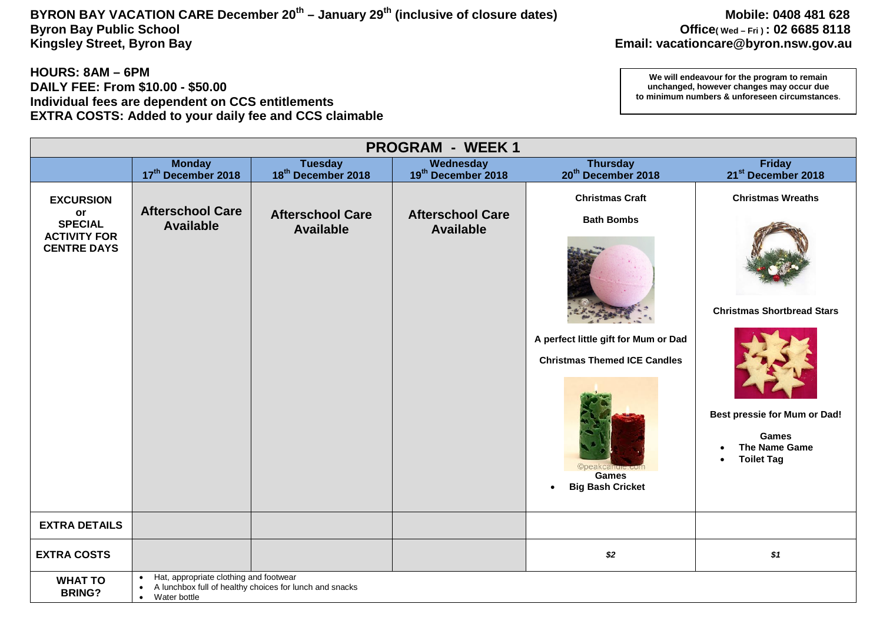**BYRON BAY VACATION CARE December 20th – January 29th (inclusive of closure dates)**
**Byron Bay Public School**
**Kingsley Street, Byron Bay**

**Mobile: 0408 481 628**
**Office( Wed – Fri ) : 02 6685 8118**
**Email: vacationcare@byron.nsw.gov.au**

**HOURS: 8AM – 6PM**
**DAILY FEE: From $10.00 - $50.00**
**Individual fees are dependent on CCS entitlements**
**EXTRA COSTS: Added to your daily fee and CCS claimable**

**We will endeavour for the program to remain unchanged, however changes may occur due to minimum numbers & unforeseen circumstances.**

| PROGRAM - WEEK 1 | | | | | |
|---|---|---|---|---|---|
| | **Monday 17th December 2018** | **Tuesday 18th December 2018** | **Wednesday 19th December 2018** | **Thursday 20th December 2018** | **Friday 21st December 2018** |
| **EXCURSION or SPECIAL ACTIVITY FOR CENTRE DAYS** | **Afterschool Care Available** | **Afterschool Care Available** | **Afterschool Care Available** | **Christmas Craft**<br>**Bath Bombs**<br>**A perfect little gift for Mum or Dad**<br>**Christmas Themed ICE Candles**<br>**Games**<br>• **Big Bash Cricket** | **Christmas Wreaths**<br>**Christmas Shortbread Stars**<br>**Best pressie for Mum or Dad!**<br>**Games**<br>• **The Name Game**<br>• **Toilet Tag** |
| **EXTRA DETAILS** | | | | | |
| **EXTRA COSTS** | | | | *$2* | *$1* |
| **WHAT TO BRING?** | • Hat, appropriate clothing and footwear<br>• A lunchbox full of healthy choices for lunch and snacks<br>• Water bottle | | | | |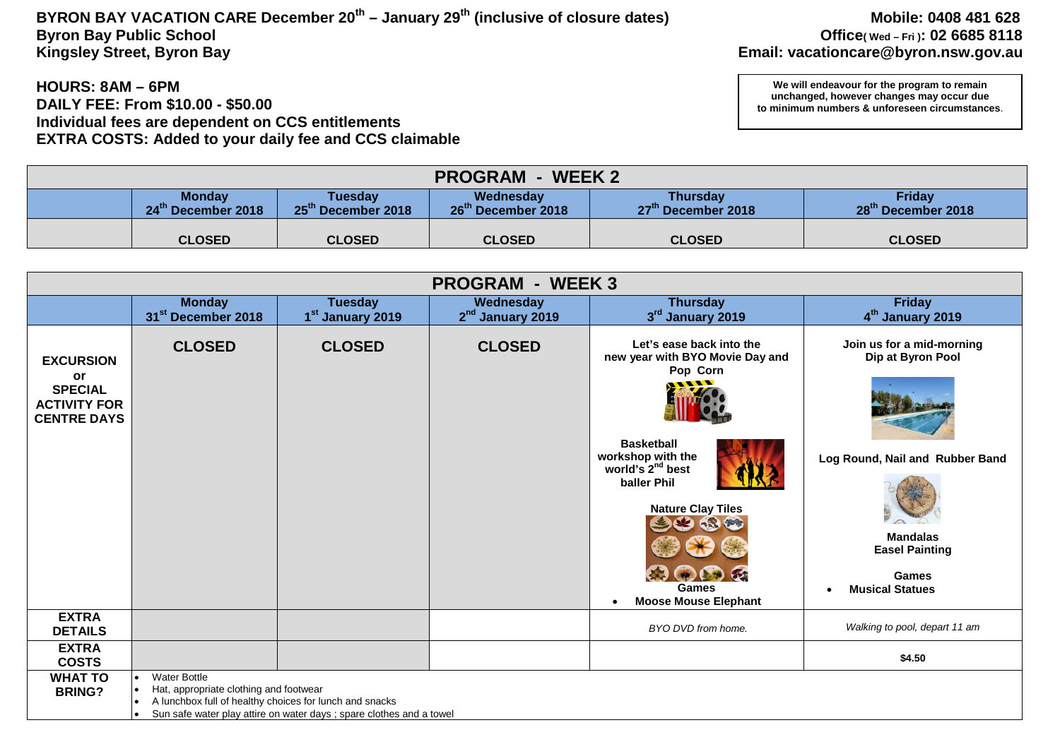**BYRON BAY VACATION CARE December 20th – January 29th (inclusive of closure dates)**
**Byron Bay Public School**
**Kingsley Street, Byron Bay**

**Mobile: 0408 481 628**
**Office(Wed – Fri): 02 6685 8118**
**Email: vacationcare@byron.nsw.gov.au**

**HOURS: 8AM – 6PM**
**DAILY FEE: From $10.00 - $50.00**
**Individual fees are dependent on CCS entitlements**
**EXTRA COSTS: Added to your daily fee and CCS claimable**

**We will endeavour for the program to remain unchanged, however changes may occur due to minimum numbers & unforeseen circumstances.**

## PROGRAM - WEEK 2

| | Monday 24th December 2018 | Tuesday 25th December 2018 | Wednesday 26th December 2018 | Thursday 27th December 2018 | Friday 28th December 2018 |
|---|---|---|---|---|---|
| | CLOSED | CLOSED | CLOSED | CLOSED | CLOSED |

## PROGRAM - WEEK 3

| | Monday 31st December 2018 | Tuesday 1st January 2019 | Wednesday 2nd January 2019 | Thursday 3rd January 2019 | Friday 4th January 2019 |
|---|---|---|---|---|---|
| **EXCURSION or SPECIAL ACTIVITY FOR CENTRE DAYS** | **CLOSED** | **CLOSED** | **CLOSED** | **Let's ease back into the new year with BYO Movie Day and Pop Corn**<br><br>**Basketball workshop with the world's 2nd best baller Phil**<br><br>**Nature Clay Tiles**<br><br>**Games**<br>• **Moose Mouse Elephant** | **Join us for a mid-morning Dip at Byron Pool**<br><br>**Log Round, Nail and Rubber Band**<br><br>**Mandalas**<br>**Easel Painting**<br><br>**Games**<br>• **Musical Statues** |
| **EXTRA DETAILS** | | | | *BYO DVD from home.* | *Walking to pool, depart 11 am* |
| **EXTRA COSTS** | | | | | **$4.50** |
| **WHAT TO BRING?** | • Water Bottle<br>• Hat, appropriate clothing and footwear<br>• A lunchbox full of healthy choices for lunch and snacks<br>• Sun safe water play attire on water days ; spare clothes and a towel | | | | |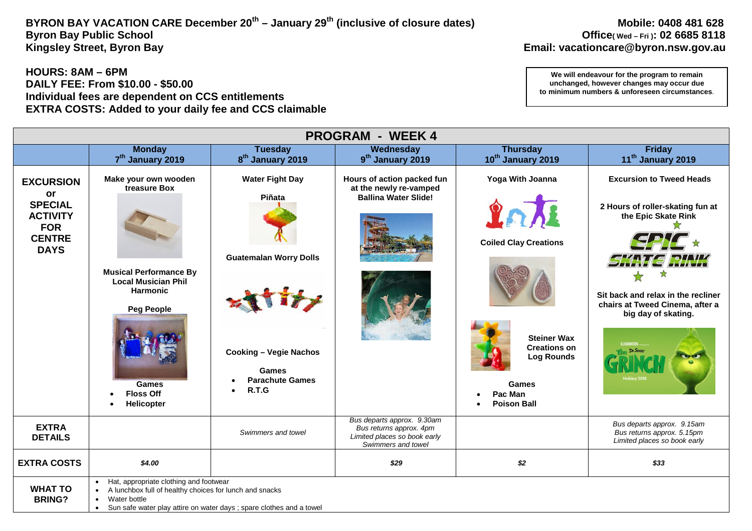**BYRON BAY VACATION CARE December 20th – January 29th (inclusive of closure dates)**
**Byron Bay Public School**
**Kingsley Street, Byron Bay**

**Mobile: 0408 481 628**
**Office( Wed – Fri ): 02 6685 8118**
**Email: vacationcare@byron.nsw.gov.au**

**HOURS: 8AM – 6PM**
**DAILY FEE: From $10.00 - $50.00**
**Individual fees are dependent on CCS entitlements**
**EXTRA COSTS: Added to your daily fee and CCS claimable**

**We will endeavour for the program to remain unchanged, however changes may occur due to minimum numbers & unforeseen circumstances.**

## PROGRAM - WEEK 4

| | Monday 7th January 2019 | Tuesday 8th January 2019 | Wednesday 9th January 2019 | Thursday 10th January 2019 | Friday 11th January 2019 |
|---|---|---|---|---|---|
| **EXCURSION or SPECIAL ACTIVITY FOR CENTRE DAYS** | **Make your own wooden treasure Box**<br><br>**Musical Performance By Local Musician Phil Harmonic**<br><br>**Peg People**<br><br>**Games**<br>• **Floss Off**<br>• **Helicopter** | **Water Fight Day**<br><br>**Piñata**<br><br>**Guatemalan Worry Dolls**<br><br>**Cooking – Vegie Nachos**<br><br>**Games**<br>• **Parachute Games**<br>• **R.T.G** | **Hours of action packed fun at the newly re-vamped Ballina Water Slide!** | **Yoga With Joanna**<br><br>**Coiled Clay Creations**<br><br>**Steiner Wax Creations on Log Rounds**<br><br>**Games**<br>• **Pac Man**<br>• **Poison Ball** | **Excursion to Tweed Heads**<br><br>**2 Hours of roller-skating fun at the Epic Skate Rink**<br><br>**Sit back and relax in the recliner chairs at Tweed Cinema, after a big day of skating.** |
| **EXTRA DETAILS** | | *Swimmers and towel* | *Bus departs approx. 9.30am*<br>*Bus returns approx. 4pm*<br>*Limited places so book early*<br>*Swimmers and towel* | | *Bus departs approx. 9.15am*<br>*Bus returns approx. 5.15pm*<br>*Limited places so book early* |
| **EXTRA COSTS** | *$4.00* | | *$29* | *$2* | *$33* |
| **WHAT TO BRING?** | • Hat, appropriate clothing and footwear<br>• A lunchbox full of healthy choices for lunch and snacks<br>• Water bottle<br>• Sun safe water play attire on water days ; spare clothes and a towel | | | | |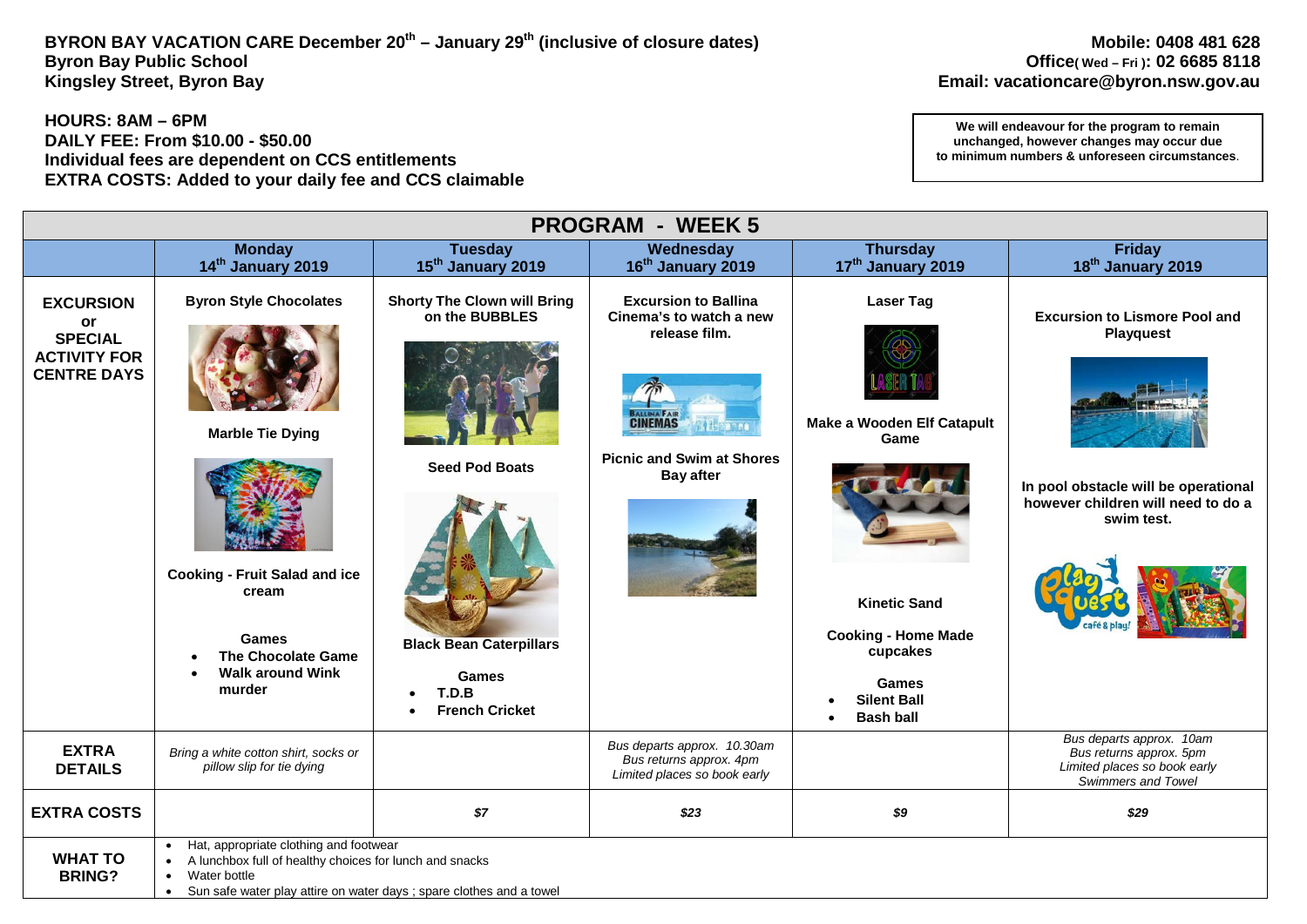**BYRON BAY VACATION CARE December 20th – January 29th (inclusive of closure dates)**
**Byron Bay Public School**
**Kingsley Street, Byron Bay**

**Mobile: 0408 481 628**
**Office( Wed – Fri ): 02 6685 8118**
**Email: vacationcare@byron.nsw.gov.au**

**HOURS: 8AM – 6PM**
**DAILY FEE: From $10.00 - $50.00**
**Individual fees are dependent on CCS entitlements**
**EXTRA COSTS: Added to your daily fee and CCS claimable**

**We will endeavour for the program to remain unchanged, however changes may occur due to minimum numbers & unforeseen circumstances.**

## PROGRAM - WEEK 5

| | Monday 14th January 2019 | Tuesday 15th January 2019 | Wednesday 16th January 2019 | Thursday 17th January 2019 | Friday 18th January 2019 |
|---|---|---|---|---|---|
| **EXCURSION or SPECIAL ACTIVITY FOR CENTRE DAYS** | **Byron Style Chocolates**<br><br>**Marble Tie Dying**<br><br>**Cooking - Fruit Salad and ice cream**<br><br>**Games**<br>• **The Chocolate Game**<br>• **Walk around Wink murder** | **Shorty The Clown will Bring on the BUBBLES**<br><br>**Seed Pod Boats**<br><br>**Black Bean Caterpillars**<br><br>**Games**<br>• **T.D.B**<br>• **French Cricket** | **Excursion to Ballina Cinema's to watch a new release film.**<br><br>**Picnic and Swim at Shores Bay after** | **Laser Tag**<br><br>**Make a Wooden Elf Catapult Game**<br><br>**Kinetic Sand**<br><br>**Cooking - Home Made cupcakes**<br><br>**Games**<br>• **Silent Ball**<br>• **Bash ball** | **Excursion to Lismore Pool and Playquest**<br><br>**In pool obstacle will be operational however children will need to do a swim test.** |
| **EXTRA DETAILS** | *Bring a white cotton shirt, socks or pillow slip for tie dying* | | *Bus departs approx. 10.30am*<br>*Bus returns approx. 4pm*<br>*Limited places so book early* | | *Bus departs approx. 10am*<br>*Bus returns approx. 5pm*<br>*Limited places so book early*<br>*Swimmers and Towel* |
| **EXTRA COSTS** | | *$7* | *$23* | *$9* | *$29* |
| **WHAT TO BRING?** | • Hat, appropriate clothing and footwear<br>• A lunchbox full of healthy choices for lunch and snacks<br>• Water bottle<br>• Sun safe water play attire on water days ; spare clothes and a towel | | | | |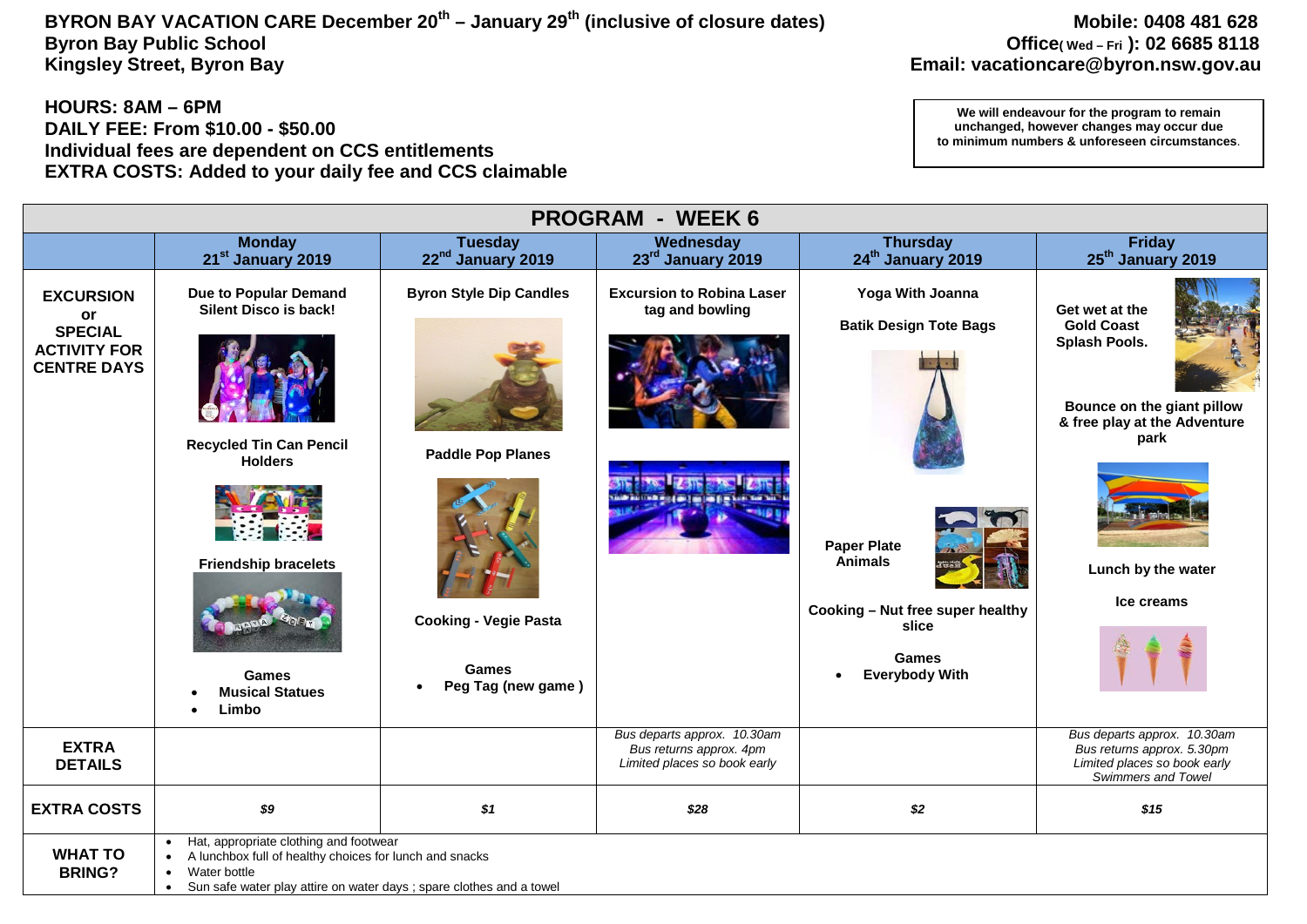**BYRON BAY VACATION CARE December 20th – January 29th (inclusive of closure dates)**
**Byron Bay Public School**
**Kingsley Street, Byron Bay**

**Mobile: 0408 481 628**
**Office( Wed – Fri ): 02 6685 8118**
**Email: vacationcare@byron.nsw.gov.au**

**HOURS: 8AM – 6PM**
**DAILY FEE: From $10.00 - $50.00**
**Individual fees are dependent on CCS entitlements**
**EXTRA COSTS: Added to your daily fee and CCS claimable**

**We will endeavour for the program to remain unchanged, however changes may occur due to minimum numbers & unforeseen circumstances.**

## PROGRAM - WEEK 6

| | Monday 21st January 2019 | Tuesday 22nd January 2019 | Wednesday 23rd January 2019 | Thursday 24th January 2019 | Friday 25th January 2019 |
|---|---|---|---|---|---|
| **EXCURSION or SPECIAL ACTIVITY FOR CENTRE DAYS** | **Due to Popular Demand Silent Disco is back!**<br>**Recycled Tin Can Pencil Holders**<br>**Friendship bracelets**<br>**Games**<br>• **Musical Statues**<br>• **Limbo** | **Byron Style Dip Candles**<br>**Paddle Pop Planes**<br>**Cooking - Vegie Pasta**<br>**Games**<br>• **Peg Tag (new game )** | **Excursion to Robina Laser tag and bowling** | **Yoga With Joanna**<br>**Batik Design Tote Bags**<br>**Paper Plate Animals**<br>**Cooking – Nut free super healthy slice**<br>**Games**<br>• **Everybody With** | **Get wet at the Gold Coast Splash Pools.**<br>**Bounce on the giant pillow & free play at the Adventure park**<br>**Lunch by the water**<br>**Ice creams** |
| **EXTRA DETAILS** | | | *Bus departs approx. 10.30am*<br>*Bus returns approx. 4pm*<br>*Limited places so book early* | | *Bus departs approx. 10.30am*<br>*Bus returns approx. 5.30pm*<br>*Limited places so book early*<br>*Swimmers and Towel* |
| **EXTRA COSTS** | *$9* | *$1* | *$28* | *$2* | *$15* |
| **WHAT TO BRING?** | • Hat, appropriate clothing and footwear<br>• A lunchbox full of healthy choices for lunch and snacks<br>• Water bottle<br>• Sun safe water play attire on water days ; spare clothes and a towel | | | | |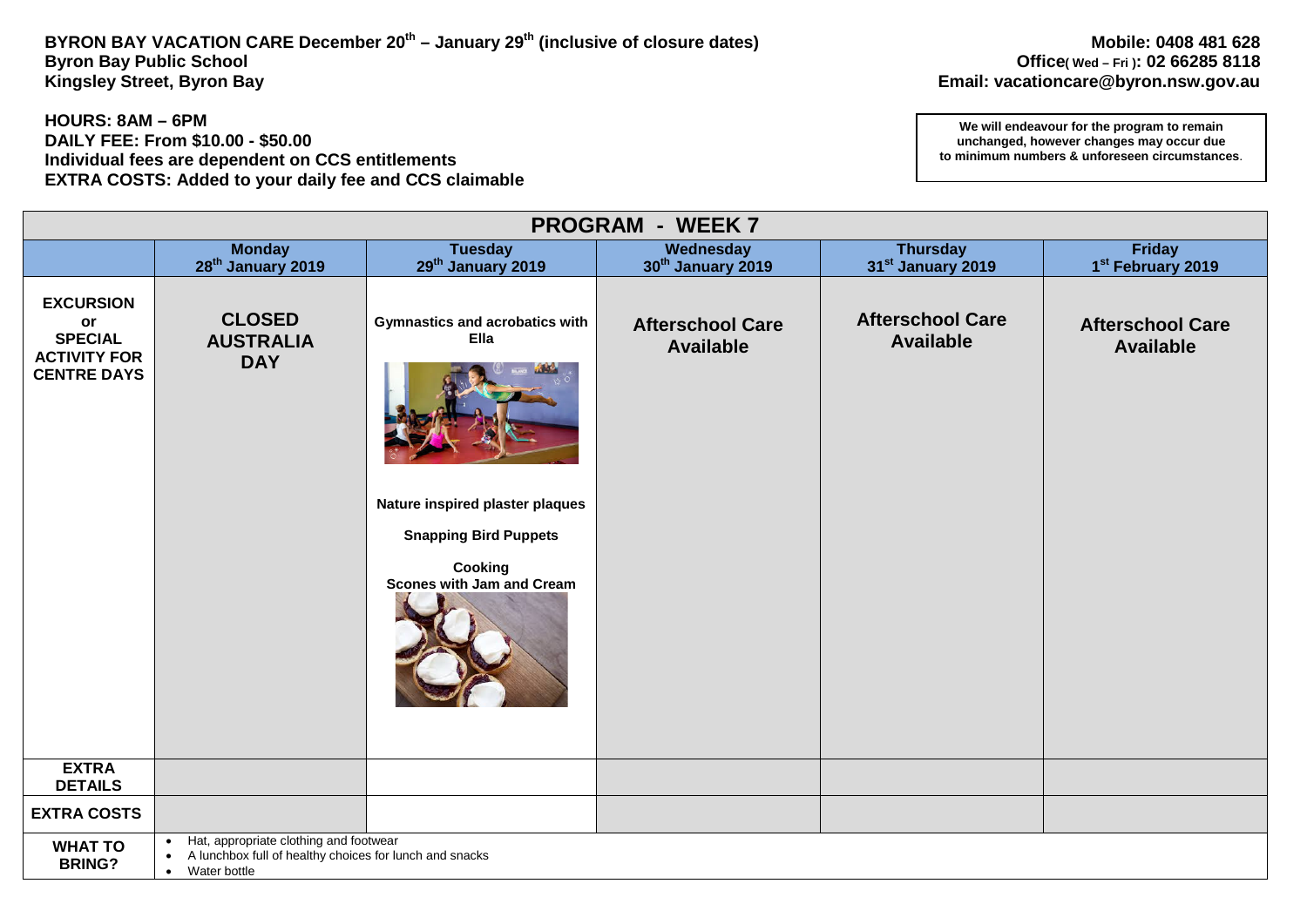**BYRON BAY VACATION CARE December 20th – January 29th (inclusive of closure dates)**
**Byron Bay Public School**
**Kingsley Street, Byron Bay**

**Mobile: 0408 481 628**
**Office( Wed – Fri ): 02 66285 8118**
**Email: vacationcare@byron.nsw.gov.au**

**HOURS: 8AM – 6PM**
**DAILY FEE: From $10.00 - $50.00**
**Individual fees are dependent on CCS entitlements**
**EXTRA COSTS: Added to your daily fee and CCS claimable**

**We will endeavour for the program to remain unchanged, however changes may occur due to minimum numbers & unforeseen circumstances.**

## PROGRAM - WEEK 7

| | Monday 28th January 2019 | Tuesday 29th January 2019 | Wednesday 30th January 2019 | Thursday 31st January 2019 | Friday 1st February 2019 |
|---|---|---|---|---|---|
| **EXCURSION or SPECIAL ACTIVITY FOR CENTRE DAYS** | **CLOSED AUSTRALIA DAY** | **Gymnastics and acrobatics with Ella**<br><br>**Nature inspired plaster plaques**<br><br>**Snapping Bird Puppets**<br><br>**Cooking**<br>**Scones with Jam and Cream** | **Afterschool Care Available** | **Afterschool Care Available** | **Afterschool Care Available** |
| **EXTRA DETAILS** | | | | | |
| **EXTRA COSTS** | | | | | |
| **WHAT TO BRING?** | • Hat, appropriate clothing and footwear<br>• A lunchbox full of healthy choices for lunch and snacks<br>• Water bottle | | | | |